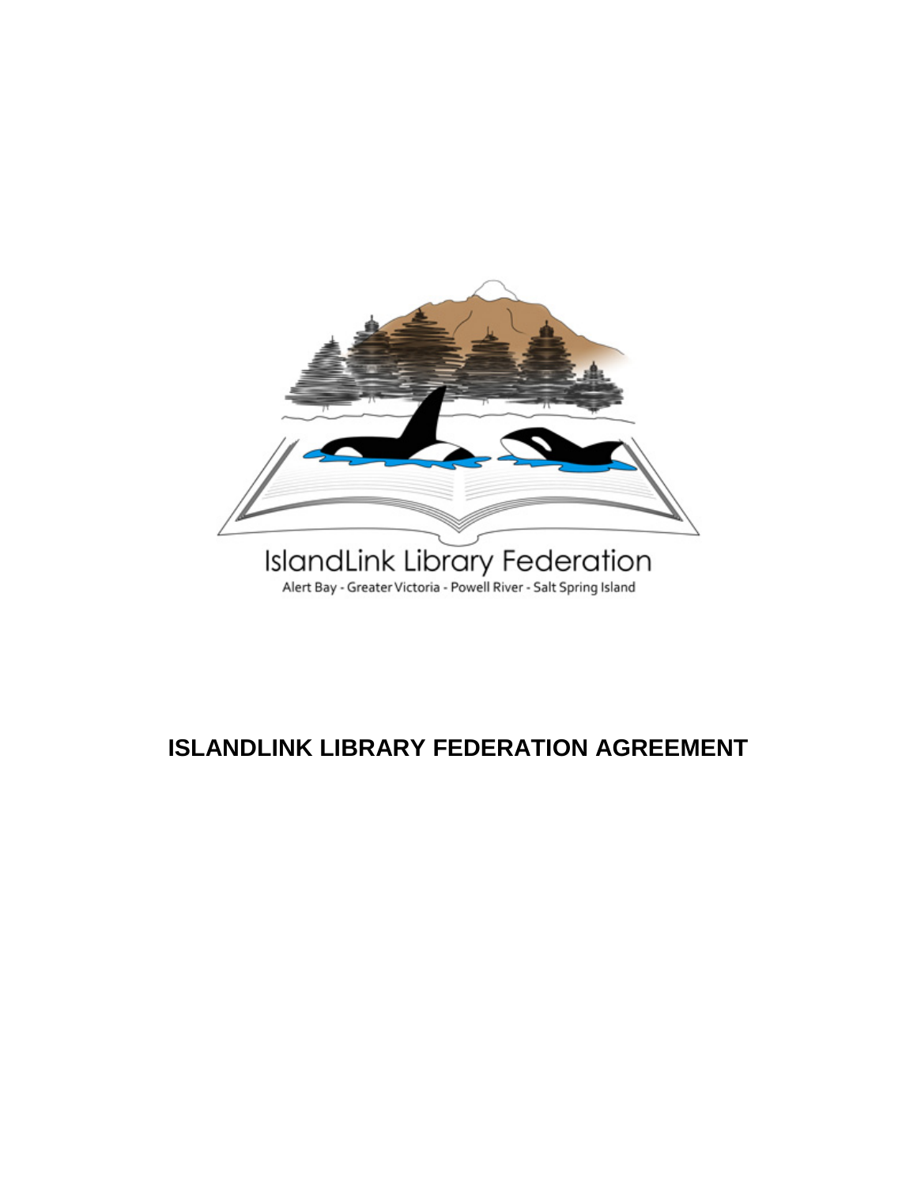IslandLink Library Federation

Alert Bay - Greater Victoria - Powell River - Salt Spring Island

# ISLANDLINK LIBRARY FEDERATION AGREEMENT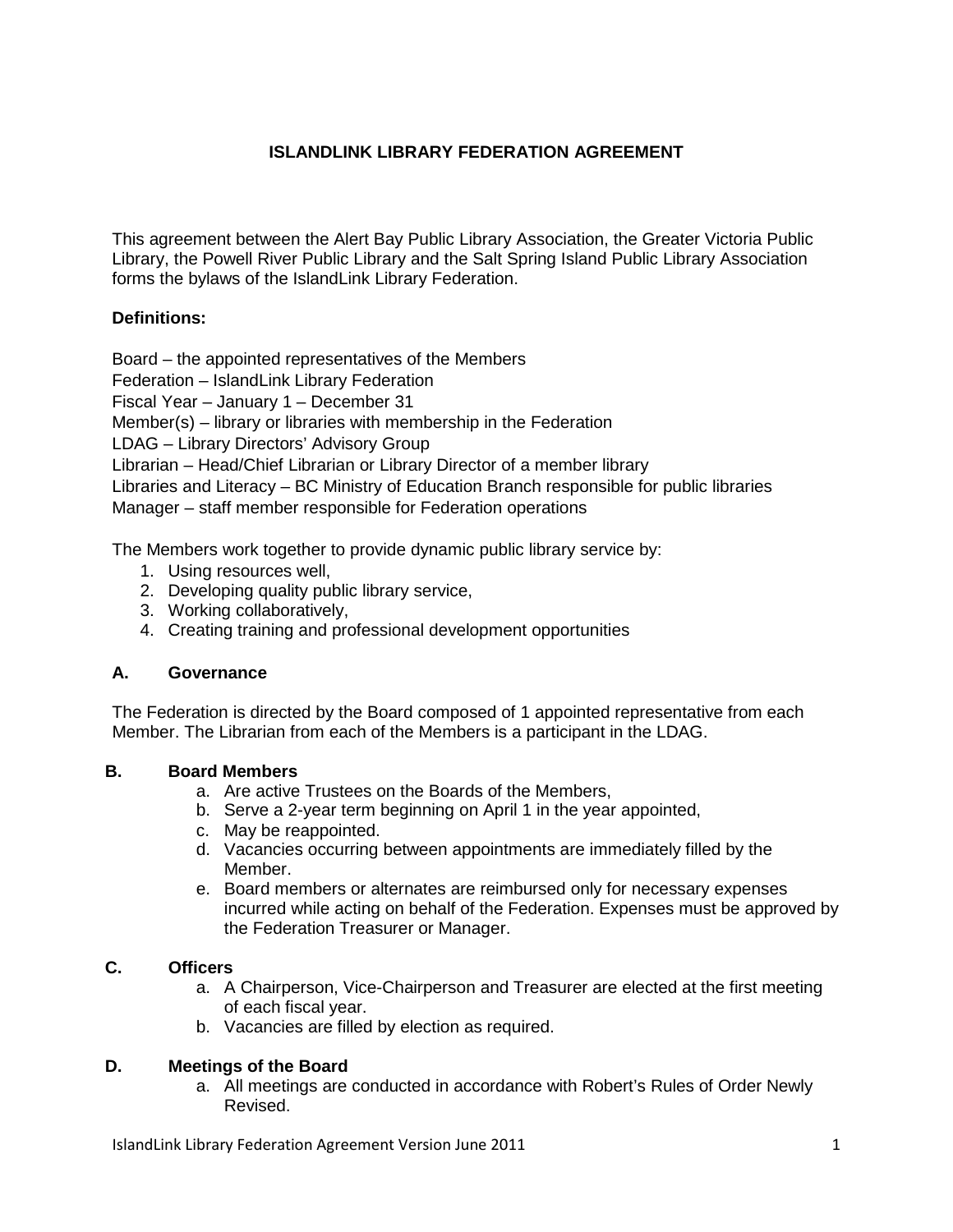# ISLANDLINK LIBRARY FEDERATION AGREEMENT

This agreement between the Alert Bay Public Library Association, the Greater Victoria Public Library, the Powell River Public Library and the Salt Spring Island Public Library Association forms the bylaws of the IslandLink Library Federation.

**Definitions:**

Board – the appointed representatives of the Members
Federation – IslandLink Library Federation
Fiscal Year – January 1 – December 31
Member(s) – library or libraries with membership in the Federation
LDAG – Library Directors' Advisory Group
Librarian – Head/Chief Librarian or Library Director of a member library
Libraries and Literacy – BC Ministry of Education Branch responsible for public libraries
Manager – staff member responsible for Federation operations

The Members work together to provide dynamic public library service by:

1. Using resources well,
2. Developing quality public library service,
3. Working collaboratively,
4. Creating training and professional development opportunities

## A. Governance

The Federation is directed by the Board composed of 1 appointed representative from each Member. The Librarian from each of the Members is a participant in the LDAG.

## B. Board Members

a. Are active Trustees on the Boards of the Members,
b. Serve a 2-year term beginning on April 1 in the year appointed,
c. May be reappointed.
d. Vacancies occurring between appointments are immediately filled by the Member.
e. Board members or alternates are reimbursed only for necessary expenses incurred while acting on behalf of the Federation. Expenses must be approved by the Federation Treasurer or Manager.

## C. Officers

a. A Chairperson, Vice-Chairperson and Treasurer are elected at the first meeting of each fiscal year.
b. Vacancies are filled by election as required.

## D. Meetings of the Board

a. All meetings are conducted in accordance with Robert's Rules of Order Newly Revised.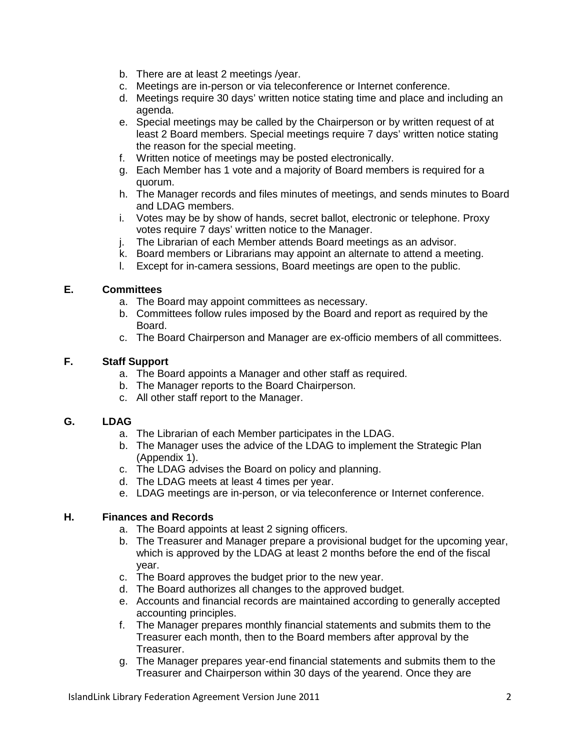b. There are at least 2 meetings /year.
c. Meetings are in-person or via teleconference or Internet conference.
d. Meetings require 30 days' written notice stating time and place and including an agenda.
e. Special meetings may be called by the Chairperson or by written request of at least 2 Board members. Special meetings require 7 days' written notice stating the reason for the special meeting.
f. Written notice of meetings may be posted electronically.
g. Each Member has 1 vote and a majority of Board members is required for a quorum.
h. The Manager records and files minutes of meetings, and sends minutes to Board and LDAG members.
i. Votes may be by show of hands, secret ballot, electronic or telephone. Proxy votes require 7 days' written notice to the Manager.
j. The Librarian of each Member attends Board meetings as an advisor.
k. Board members or Librarians may appoint an alternate to attend a meeting.
l. Except for in-camera sessions, Board meetings are open to the public.

**E. Committees**

a. The Board may appoint committees as necessary.
b. Committees follow rules imposed by the Board and report as required by the Board.
c. The Board Chairperson and Manager are ex-officio members of all committees.

**F. Staff Support**

a. The Board appoints a Manager and other staff as required.
b. The Manager reports to the Board Chairperson.
c. All other staff report to the Manager.

**G. LDAG**

a. The Librarian of each Member participates in the LDAG.
b. The Manager uses the advice of the LDAG to implement the Strategic Plan (Appendix 1).
c. The LDAG advises the Board on policy and planning.
d. The LDAG meets at least 4 times per year.
e. LDAG meetings are in-person, or via teleconference or Internet conference.

**H. Finances and Records**

a. The Board appoints at least 2 signing officers.
b. The Treasurer and Manager prepare a provisional budget for the upcoming year, which is approved by the LDAG at least 2 months before the end of the fiscal year.
c. The Board approves the budget prior to the new year.
d. The Board authorizes all changes to the approved budget.
e. Accounts and financial records are maintained according to generally accepted accounting principles.
f. The Manager prepares monthly financial statements and submits them to the Treasurer each month, then to the Board members after approval by the Treasurer.
g. The Manager prepares year-end financial statements and submits them to the Treasurer and Chairperson within 30 days of the yearend. Once they are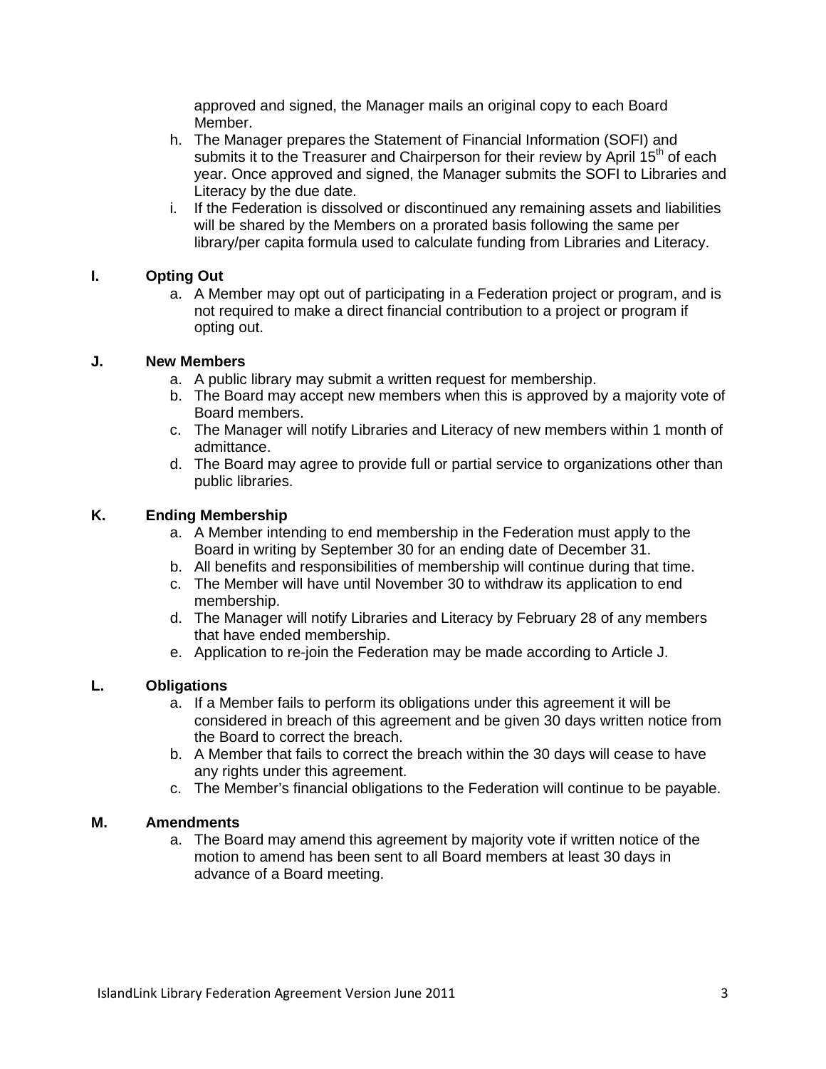approved and signed, the Manager mails an original copy to each Board Member.

h. The Manager prepares the Statement of Financial Information (SOFI) and submits it to the Treasurer and Chairperson for their review by April 15th of each year. Once approved and signed, the Manager submits the SOFI to Libraries and Literacy by the due date.
i. If the Federation is dissolved or discontinued any remaining assets and liabilities will be shared by the Members on a prorated basis following the same per library/per capita formula used to calculate funding from Libraries and Literacy.

### I. Opting Out

a. A Member may opt out of participating in a Federation project or program, and is not required to make a direct financial contribution to a project or program if opting out.

### J. New Members

a. A public library may submit a written request for membership.
b. The Board may accept new members when this is approved by a majority vote of Board members.
c. The Manager will notify Libraries and Literacy of new members within 1 month of admittance.
d. The Board may agree to provide full or partial service to organizations other than public libraries.

### K. Ending Membership

a. A Member intending to end membership in the Federation must apply to the Board in writing by September 30 for an ending date of December 31.
b. All benefits and responsibilities of membership will continue during that time.
c. The Member will have until November 30 to withdraw its application to end membership.
d. The Manager will notify Libraries and Literacy by February 28 of any members that have ended membership.
e. Application to re-join the Federation may be made according to Article J.

### L. Obligations

a. If a Member fails to perform its obligations under this agreement it will be considered in breach of this agreement and be given 30 days written notice from the Board to correct the breach.
b. A Member that fails to correct the breach within the 30 days will cease to have any rights under this agreement.
c. The Member's financial obligations to the Federation will continue to be payable.

### M. Amendments

a. The Board may amend this agreement by majority vote if written notice of the motion to amend has been sent to all Board members at least 30 days in advance of a Board meeting.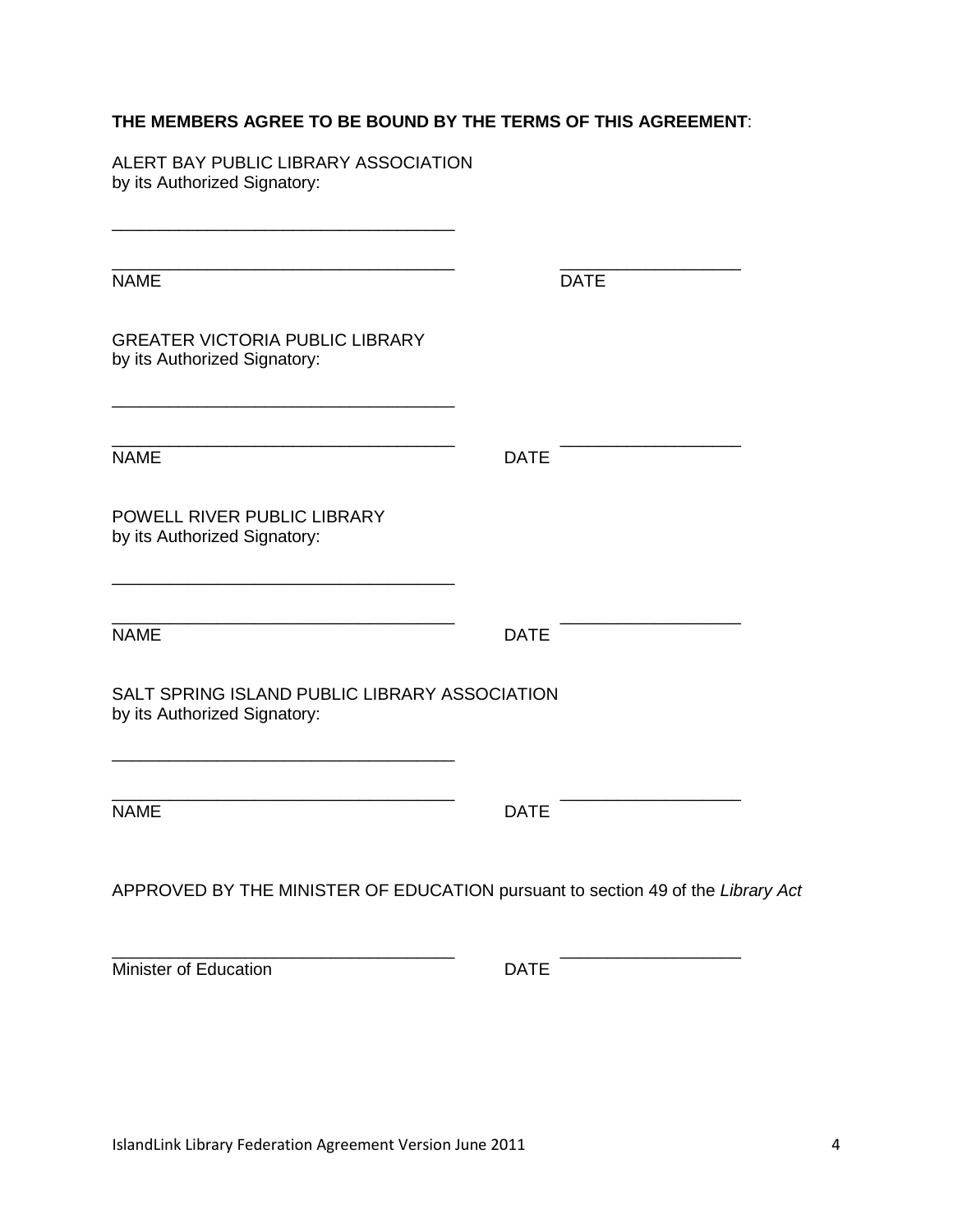**THE MEMBERS AGREE TO BE BOUND BY THE TERMS OF THIS AGREEMENT**:

ALERT BAY PUBLIC LIBRARY ASSOCIATION
by its Authorized Signatory:

\_\_\_\_\_\_\_\_\_\_\_\_\_\_\_\_\_\_\_\_\_\_\_\_\_\_\_\_\_\_\_\_\_\_\_

\_\_\_\_\_\_\_\_\_\_\_\_\_\_\_\_\_\_\_\_\_\_\_\_\_\_\_\_\_\_\_\_\_\_\_ \_\_\_\_\_\_\_\_\_\_\_\_\_\_\_\_\_\_
NAME DATE

GREATER VICTORIA PUBLIC LIBRARY
by its Authorized Signatory:

\_\_\_\_\_\_\_\_\_\_\_\_\_\_\_\_\_\_\_\_\_\_\_\_\_\_\_\_\_\_\_\_\_\_\_

\_\_\_\_\_\_\_\_\_\_\_\_\_\_\_\_\_\_\_\_\_\_\_\_\_\_\_\_\_\_\_\_\_\_\_ \_\_\_\_\_\_\_\_\_\_\_\_\_\_\_\_\_\_
NAME DATE

POWELL RIVER PUBLIC LIBRARY
by its Authorized Signatory:

\_\_\_\_\_\_\_\_\_\_\_\_\_\_\_\_\_\_\_\_\_\_\_\_\_\_\_\_\_\_\_\_\_\_\_

\_\_\_\_\_\_\_\_\_\_\_\_\_\_\_\_\_\_\_\_\_\_\_\_\_\_\_\_\_\_\_\_\_\_\_ \_\_\_\_\_\_\_\_\_\_\_\_\_\_\_\_\_\_
NAME DATE

SALT SPRING ISLAND PUBLIC LIBRARY ASSOCIATION
by its Authorized Signatory:

\_\_\_\_\_\_\_\_\_\_\_\_\_\_\_\_\_\_\_\_\_\_\_\_\_\_\_\_\_\_\_\_\_\_\_

\_\_\_\_\_\_\_\_\_\_\_\_\_\_\_\_\_\_\_\_\_\_\_\_\_\_\_\_\_\_\_\_\_\_\_ \_\_\_\_\_\_\_\_\_\_\_\_\_\_\_\_\_\_
NAME DATE

APPROVED BY THE MINISTER OF EDUCATION pursuant to section 49 of the *Library Act*

\_\_\_\_\_\_\_\_\_\_\_\_\_\_\_\_\_\_\_\_\_\_\_\_\_\_\_\_\_\_\_\_\_\_\_ \_\_\_\_\_\_\_\_\_\_\_\_\_\_\_\_\_\_
Minister of Education DATE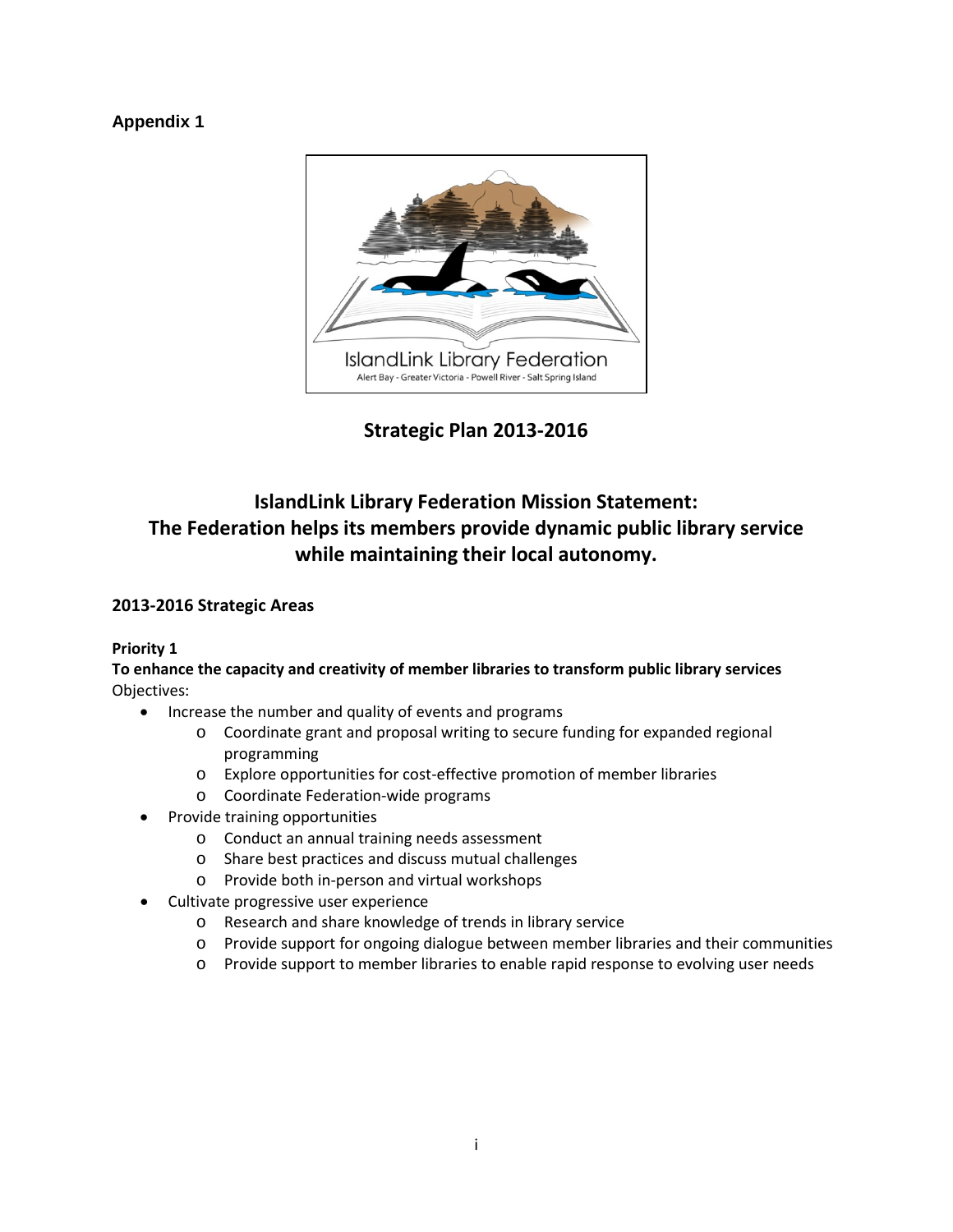**Appendix 1**

IslandLink Library Federation
Alert Bay - Greater Victoria - Powell River - Salt Spring Island

## Strategic Plan 2013-2016

## IslandLink Library Federation Mission Statement:
## The Federation helps its members provide dynamic public library service while maintaining their local autonomy.

### 2013-2016 Strategic Areas

**Priority 1**
**To enhance the capacity and creativity of member libraries to transform public library services**
Objectives:

- Increase the number and quality of events and programs
  - Coordinate grant and proposal writing to secure funding for expanded regional programming
  - Explore opportunities for cost-effective promotion of member libraries
  - Coordinate Federation-wide programs
- Provide training opportunities
  - Conduct an annual training needs assessment
  - Share best practices and discuss mutual challenges
  - Provide both in-person and virtual workshops
- Cultivate progressive user experience
  - Research and share knowledge of trends in library service
  - Provide support for ongoing dialogue between member libraries and their communities
  - Provide support to member libraries to enable rapid response to evolving user needs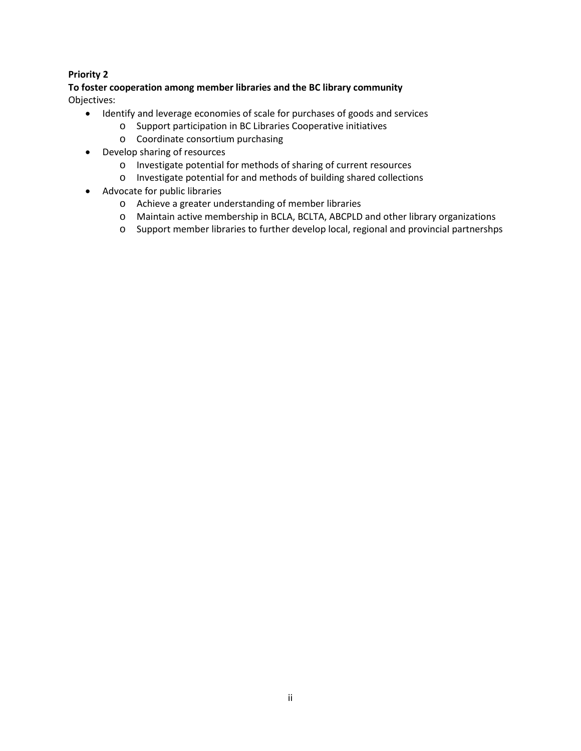**Priority 2**

**To foster cooperation among member libraries and the BC library community**

Objectives:

- Identify and leverage economies of scale for purchases of goods and services
  - Support participation in BC Libraries Cooperative initiatives
  - Coordinate consortium purchasing
- Develop sharing of resources
  - Investigate potential for methods of sharing of current resources
  - Investigate potential for and methods of building shared collections
- Advocate for public libraries
  - Achieve a greater understanding of member libraries
  - Maintain active membership in BCLA, BCLTA, ABCPLD and other library organizations
  - Support member libraries to further develop local, regional and provincial partnershps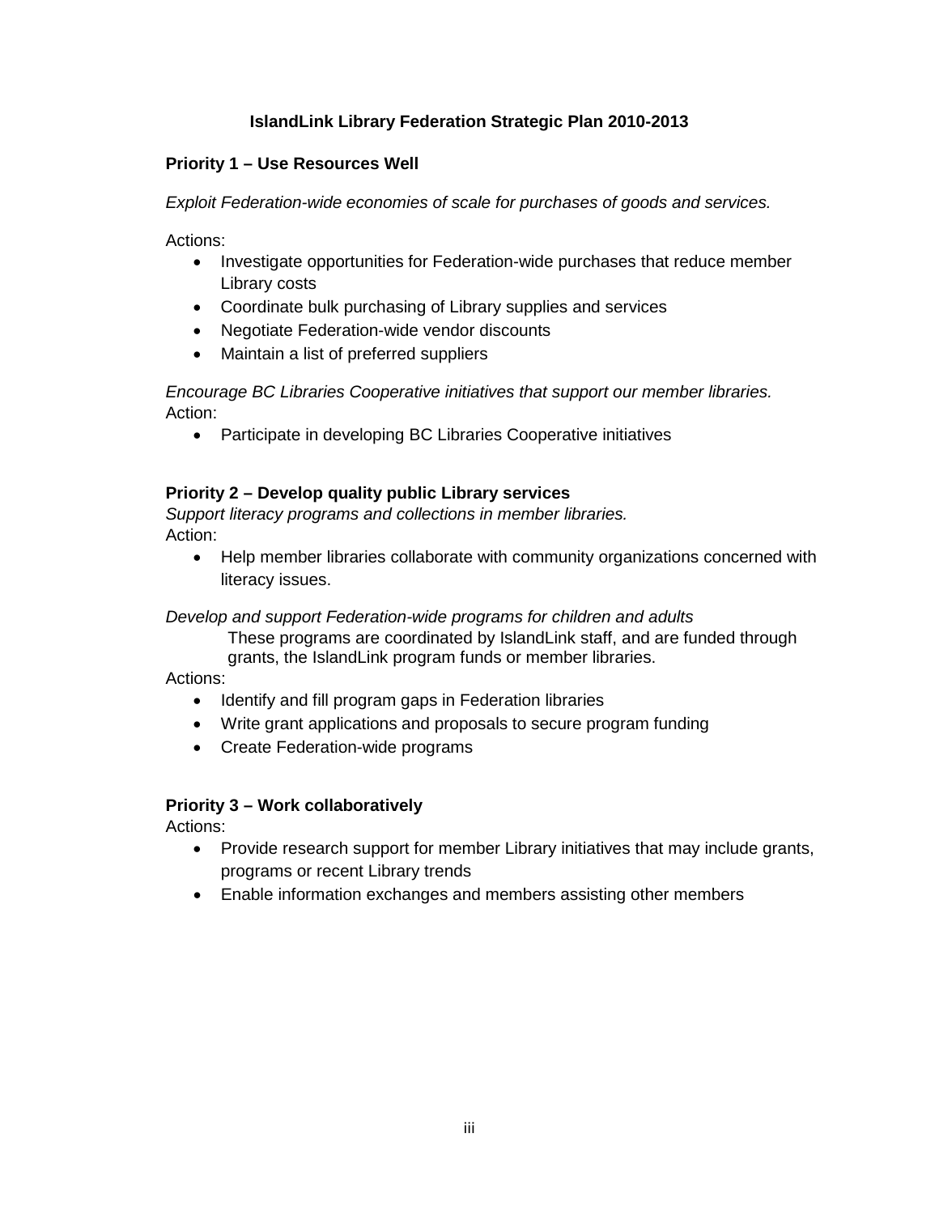## IslandLink Library Federation Strategic Plan 2010-2013

### Priority 1 – Use Resources Well

*Exploit Federation-wide economies of scale for purchases of goods and services.*

Actions:

- Investigate opportunities for Federation-wide purchases that reduce member Library costs
- Coordinate bulk purchasing of Library supplies and services
- Negotiate Federation-wide vendor discounts
- Maintain a list of preferred suppliers

*Encourage BC Libraries Cooperative initiatives that support our member libraries.*
Action:

- Participate in developing BC Libraries Cooperative initiatives

### Priority 2 – Develop quality public Library services

*Support literacy programs and collections in member libraries.*
Action:

- Help member libraries collaborate with community organizations concerned with literacy issues.

*Develop and support Federation-wide programs for children and adults*

These programs are coordinated by IslandLink staff, and are funded through grants, the IslandLink program funds or member libraries.

Actions:

- Identify and fill program gaps in Federation libraries
- Write grant applications and proposals to secure program funding
- Create Federation-wide programs

### Priority 3 – Work collaboratively

Actions:

- Provide research support for member Library initiatives that may include grants, programs or recent Library trends
- Enable information exchanges and members assisting other members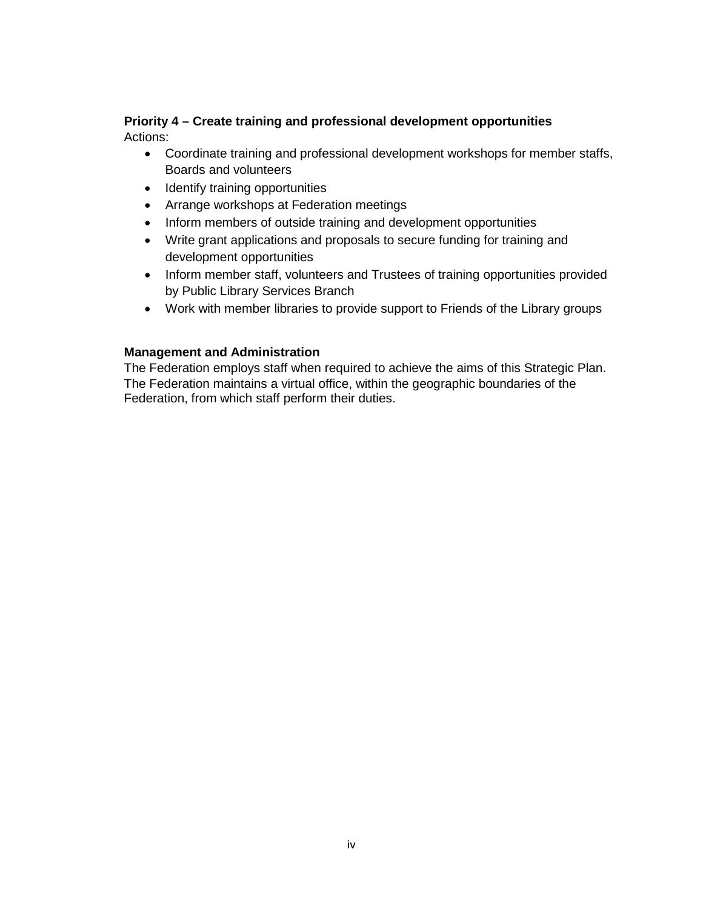**Priority 4 – Create training and professional development opportunities**

Actions:

- Coordinate training and professional development workshops for member staffs, Boards and volunteers
- Identify training opportunities
- Arrange workshops at Federation meetings
- Inform members of outside training and development opportunities
- Write grant applications and proposals to secure funding for training and development opportunities
- Inform member staff, volunteers and Trustees of training opportunities provided by Public Library Services Branch
- Work with member libraries to provide support to Friends of the Library groups

**Management and Administration**

The Federation employs staff when required to achieve the aims of this Strategic Plan. The Federation maintains a virtual office, within the geographic boundaries of the Federation, from which staff perform their duties.